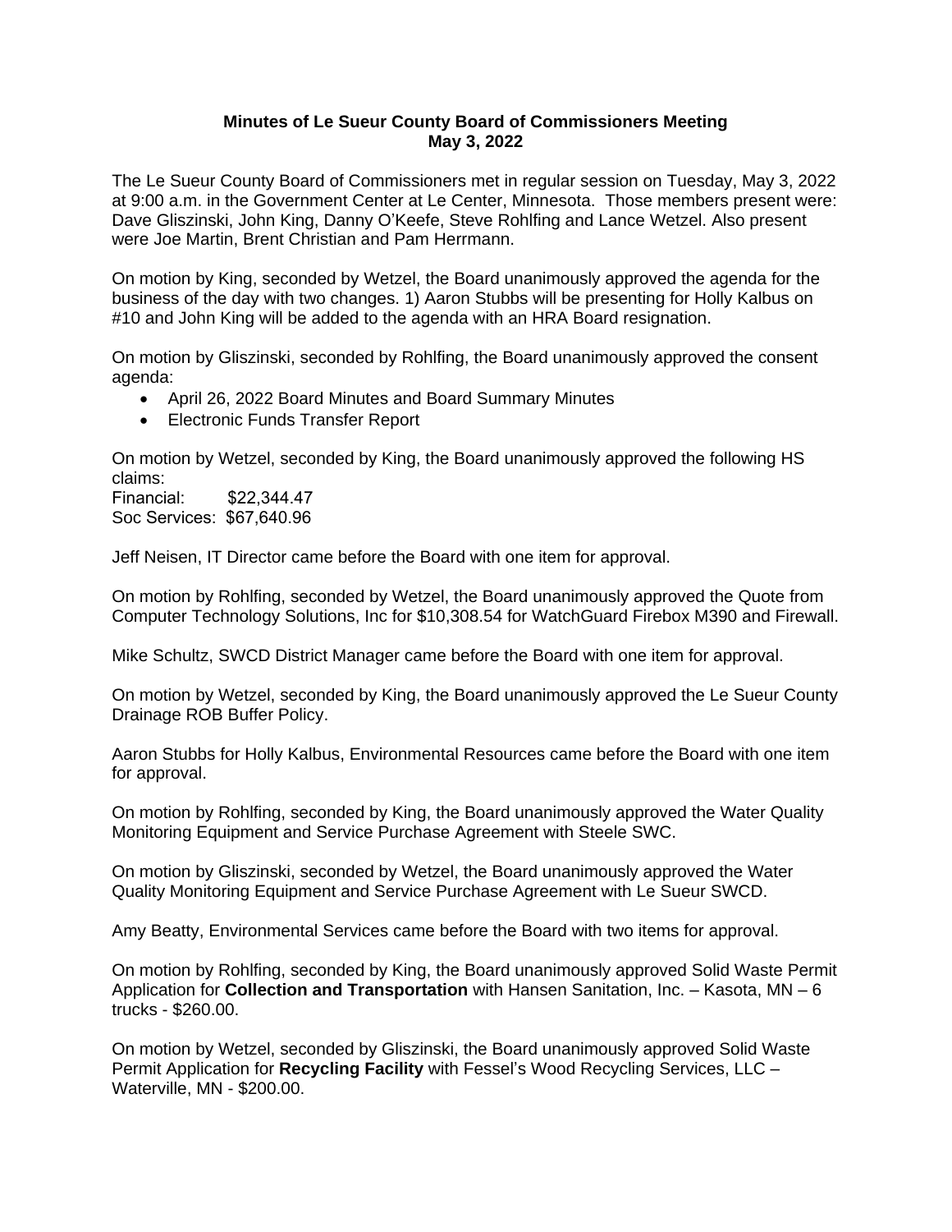**Minutes of Le Sueur County Board of Commissioners Meeting**
**May 3, 2022**

The Le Sueur County Board of Commissioners met in regular session on Tuesday, May 3, 2022 at 9:00 a.m. in the Government Center at Le Center, Minnesota. Those members present were: Dave Gliszinski, John King, Danny O'Keefe, Steve Rohlfing and Lance Wetzel. Also present were Joe Martin, Brent Christian and Pam Herrmann.

On motion by King, seconded by Wetzel, the Board unanimously approved the agenda for the business of the day with two changes. 1) Aaron Stubbs will be presenting for Holly Kalbus on #10 and John King will be added to the agenda with an HRA Board resignation.

On motion by Gliszinski, seconded by Rohlfing, the Board unanimously approved the consent agenda:

- April 26, 2022 Board Minutes and Board Summary Minutes
- Electronic Funds Transfer Report

On motion by Wetzel, seconded by King, the Board unanimously approved the following HS claims:
Financial: $22,344.47
Soc Services: $67,640.96

Jeff Neisen, IT Director came before the Board with one item for approval.

On motion by Rohlfing, seconded by Wetzel, the Board unanimously approved the Quote from Computer Technology Solutions, Inc for $10,308.54 for WatchGuard Firebox M390 and Firewall.

Mike Schultz, SWCD District Manager came before the Board with one item for approval.

On motion by Wetzel, seconded by King, the Board unanimously approved the Le Sueur County Drainage ROB Buffer Policy.

Aaron Stubbs for Holly Kalbus, Environmental Resources came before the Board with one item for approval.

On motion by Rohlfing, seconded by King, the Board unanimously approved the Water Quality Monitoring Equipment and Service Purchase Agreement with Steele SWC.

On motion by Gliszinski, seconded by Wetzel, the Board unanimously approved the Water Quality Monitoring Equipment and Service Purchase Agreement with Le Sueur SWCD.

Amy Beatty, Environmental Services came before the Board with two items for approval.

On motion by Rohlfing, seconded by King, the Board unanimously approved Solid Waste Permit Application for **Collection and Transportation** with Hansen Sanitation, Inc. – Kasota, MN – 6 trucks - $260.00.

On motion by Wetzel, seconded by Gliszinski, the Board unanimously approved Solid Waste Permit Application for **Recycling Facility** with Fessel's Wood Recycling Services, LLC – Waterville, MN - $200.00.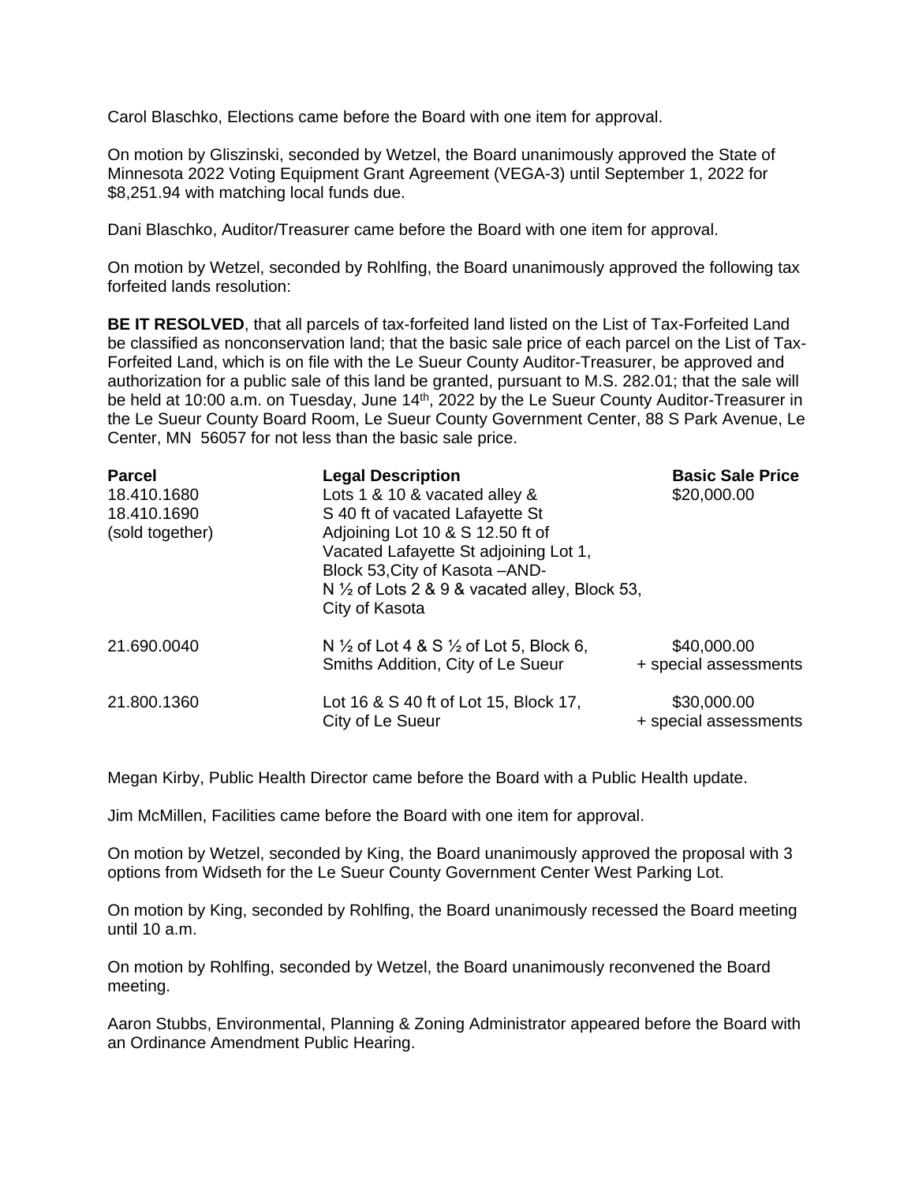Carol Blaschko, Elections came before the Board with one item for approval.

On motion by Gliszinski, seconded by Wetzel, the Board unanimously approved the State of Minnesota 2022 Voting Equipment Grant Agreement (VEGA-3) until September 1, 2022 for $8,251.94 with matching local funds due.

Dani Blaschko, Auditor/Treasurer came before the Board with one item for approval.

On motion by Wetzel, seconded by Rohlfing, the Board unanimously approved the following tax forfeited lands resolution:

**BE IT RESOLVED**, that all parcels of tax-forfeited land listed on the List of Tax-Forfeited Land be classified as nonconservation land; that the basic sale price of each parcel on the List of Tax-Forfeited Land, which is on file with the Le Sueur County Auditor-Treasurer, be approved and authorization for a public sale of this land be granted, pursuant to M.S. 282.01; that the sale will be held at 10:00 a.m. on Tuesday, June 14th, 2022 by the Le Sueur County Auditor-Treasurer in the Le Sueur County Board Room, Le Sueur County Government Center, 88 S Park Avenue, Le Center, MN 56057 for not less than the basic sale price.

| **Parcel** | **Legal Description** | **Basic Sale Price** |
|---|---|---|
| 18.410.1680<br>18.410.1690<br>(sold together) | Lots 1 & 10 & vacated alley & S 40 ft of vacated Lafayette St Adjoining Lot 10 & S 12.50 ft of Vacated Lafayette St adjoining Lot 1, Block 53,City of Kasota –AND- N ½ of Lots 2 & 9 & vacated alley, Block 53, City of Kasota | $20,000.00 |
| 21.690.0040 | N ½ of Lot 4 & S ½ of Lot 5, Block 6, Smiths Addition, City of Le Sueur | $40,000.00<br>+ special assessments |
| 21.800.1360 | Lot 16 & S 40 ft of Lot 15, Block 17, City of Le Sueur | $30,000.00<br>+ special assessments |

Megan Kirby, Public Health Director came before the Board with a Public Health update.

Jim McMillen, Facilities came before the Board with one item for approval.

On motion by Wetzel, seconded by King, the Board unanimously approved the proposal with 3 options from Widseth for the Le Sueur County Government Center West Parking Lot.

On motion by King, seconded by Rohlfing, the Board unanimously recessed the Board meeting until 10 a.m.

On motion by Rohlfing, seconded by Wetzel, the Board unanimously reconvened the Board meeting.

Aaron Stubbs, Environmental, Planning & Zoning Administrator appeared before the Board with an Ordinance Amendment Public Hearing.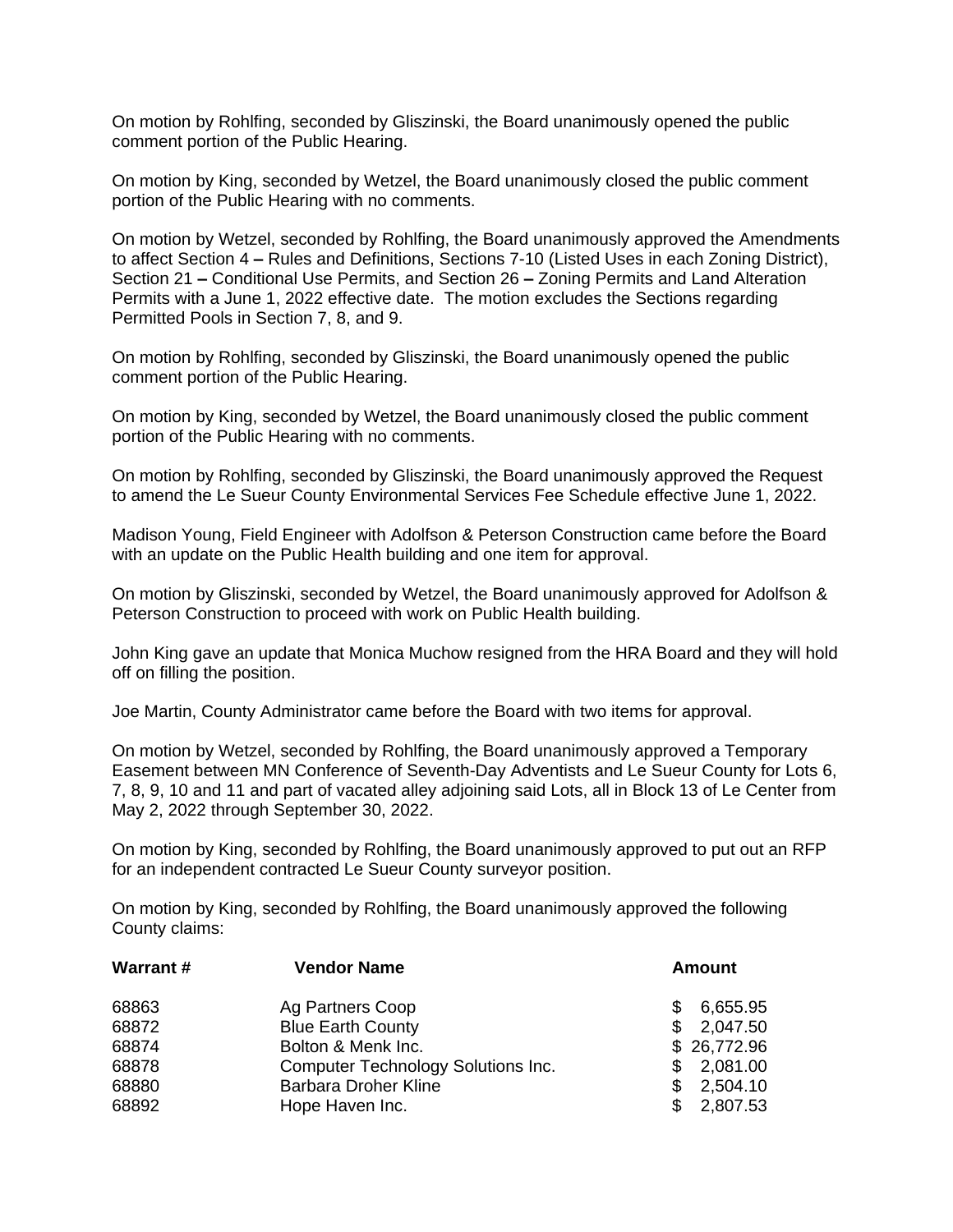On motion by Rohlfing, seconded by Gliszinski, the Board unanimously opened the public comment portion of the Public Hearing.

On motion by King, seconded by Wetzel, the Board unanimously closed the public comment portion of the Public Hearing with no comments.

On motion by Wetzel, seconded by Rohlfing, the Board unanimously approved the Amendments to affect Section 4 **–** Rules and Definitions, Sections 7-10 (Listed Uses in each Zoning District), Section 21 **–** Conditional Use Permits, and Section 26 **–** Zoning Permits and Land Alteration Permits with a June 1, 2022 effective date. The motion excludes the Sections regarding Permitted Pools in Section 7, 8, and 9.

On motion by Rohlfing, seconded by Gliszinski, the Board unanimously opened the public comment portion of the Public Hearing.

On motion by King, seconded by Wetzel, the Board unanimously closed the public comment portion of the Public Hearing with no comments.

On motion by Rohlfing, seconded by Gliszinski, the Board unanimously approved the Request to amend the Le Sueur County Environmental Services Fee Schedule effective June 1, 2022.

Madison Young, Field Engineer with Adolfson & Peterson Construction came before the Board with an update on the Public Health building and one item for approval.

On motion by Gliszinski, seconded by Wetzel, the Board unanimously approved for Adolfson & Peterson Construction to proceed with work on Public Health building.

John King gave an update that Monica Muchow resigned from the HRA Board and they will hold off on filling the position.

Joe Martin, County Administrator came before the Board with two items for approval.

On motion by Wetzel, seconded by Rohlfing, the Board unanimously approved a Temporary Easement between MN Conference of Seventh-Day Adventists and Le Sueur County for Lots 6, 7, 8, 9, 10 and 11 and part of vacated alley adjoining said Lots, all in Block 13 of Le Center from May 2, 2022 through September 30, 2022.

On motion by King, seconded by Rohlfing, the Board unanimously approved to put out an RFP for an independent contracted Le Sueur County surveyor position.

On motion by King, seconded by Rohlfing, the Board unanimously approved the following County claims:

| Warrant # | Vendor Name | Amount |
|---|---|---|
| 68863 | Ag Partners Coop | $ 6,655.95 |
| 68872 | Blue Earth County | $ 2,047.50 |
| 68874 | Bolton & Menk Inc. | $ 26,772.96 |
| 68878 | Computer Technology Solutions Inc. | $ 2,081.00 |
| 68880 | Barbara Droher Kline | $ 2,504.10 |
| 68892 | Hope Haven Inc. | $ 2,807.53 |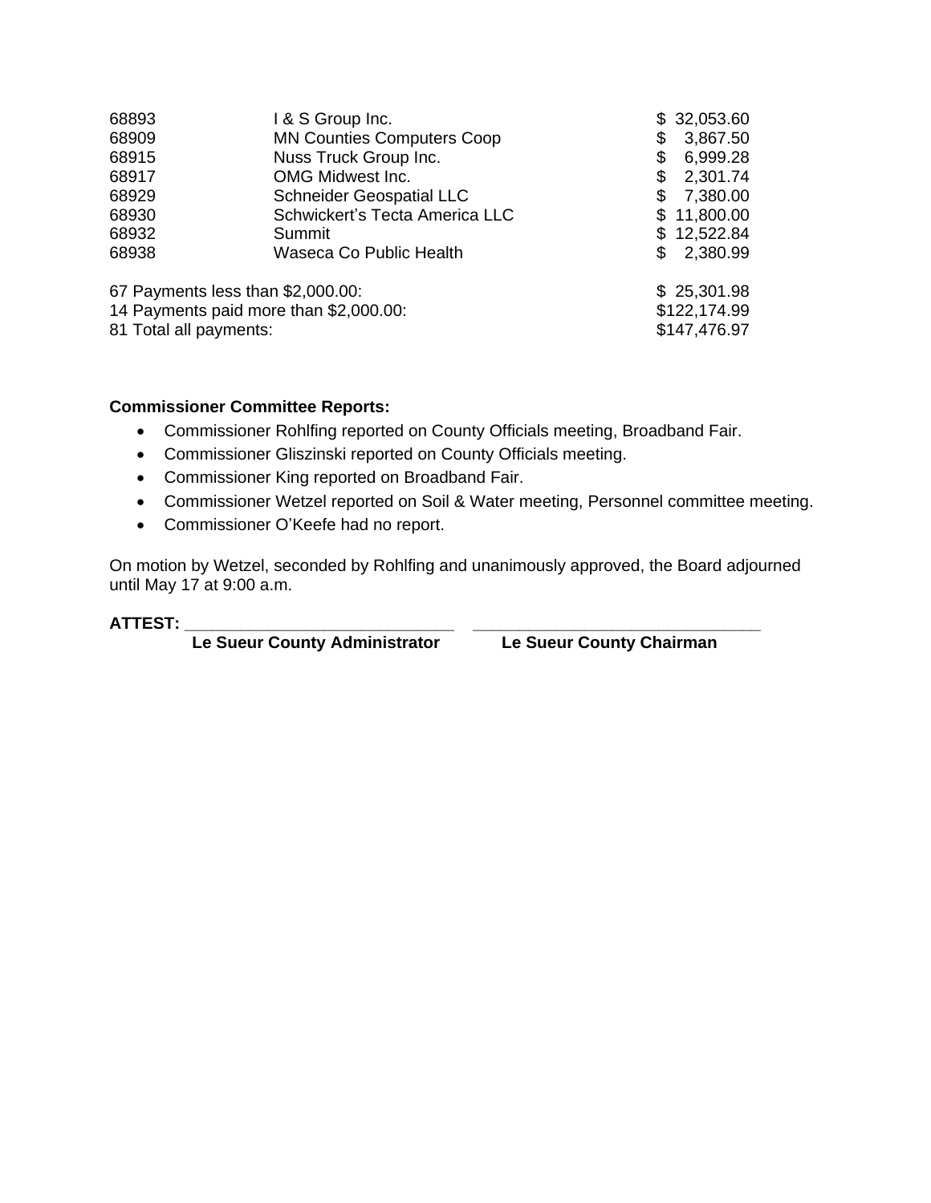| | | |
|---|---|---|
| 68893 | I & S Group Inc. | $ 32,053.60 |
| 68909 | MN Counties Computers Coop | $ 3,867.50 |
| 68915 | Nuss Truck Group Inc. | $ 6,999.28 |
| 68917 | OMG Midwest Inc. | $ 2,301.74 |
| 68929 | Schneider Geospatial LLC | $ 7,380.00 |
| 68930 | Schwickert's Tecta America LLC | $ 11,800.00 |
| 68932 | Summit | $ 12,522.84 |
| 68938 | Waseca Co Public Health | $ 2,380.99 |

| | |
|---|---|
| 67 Payments less than $2,000.00: | $ 25,301.98 |
| 14 Payments paid more than $2,000.00: | $122,174.99 |
| 81 Total all payments: | $147,476.97 |

**Commissioner Committee Reports:**

- Commissioner Rohlfing reported on County Officials meeting, Broadband Fair.
- Commissioner Gliszinski reported on County Officials meeting.
- Commissioner King reported on Broadband Fair.
- Commissioner Wetzel reported on Soil & Water meeting, Personnel committee meeting.
- Commissioner O'Keefe had no report.

On motion by Wetzel, seconded by Rohlfing and unanimously approved, the Board adjourned until May 17 at 9:00 a.m.

**ATTEST:** _____________________________ _______________________________

**Le Sueur County Administrator** **Le Sueur County Chairman**